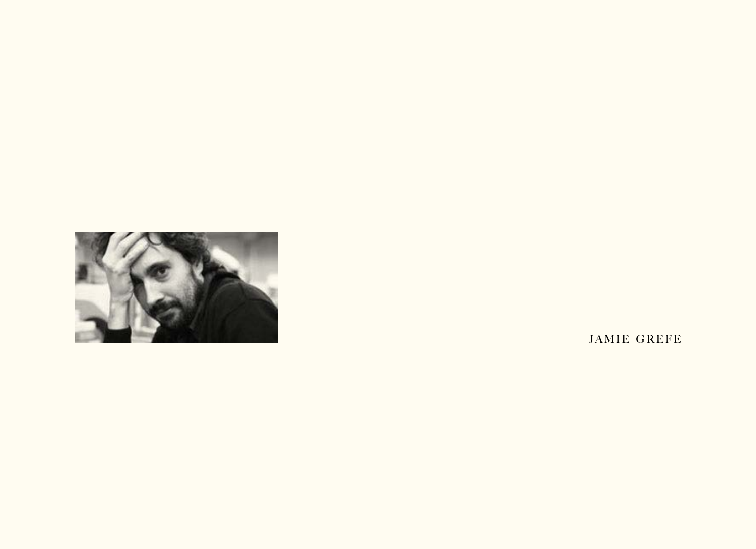JAMIE GREFE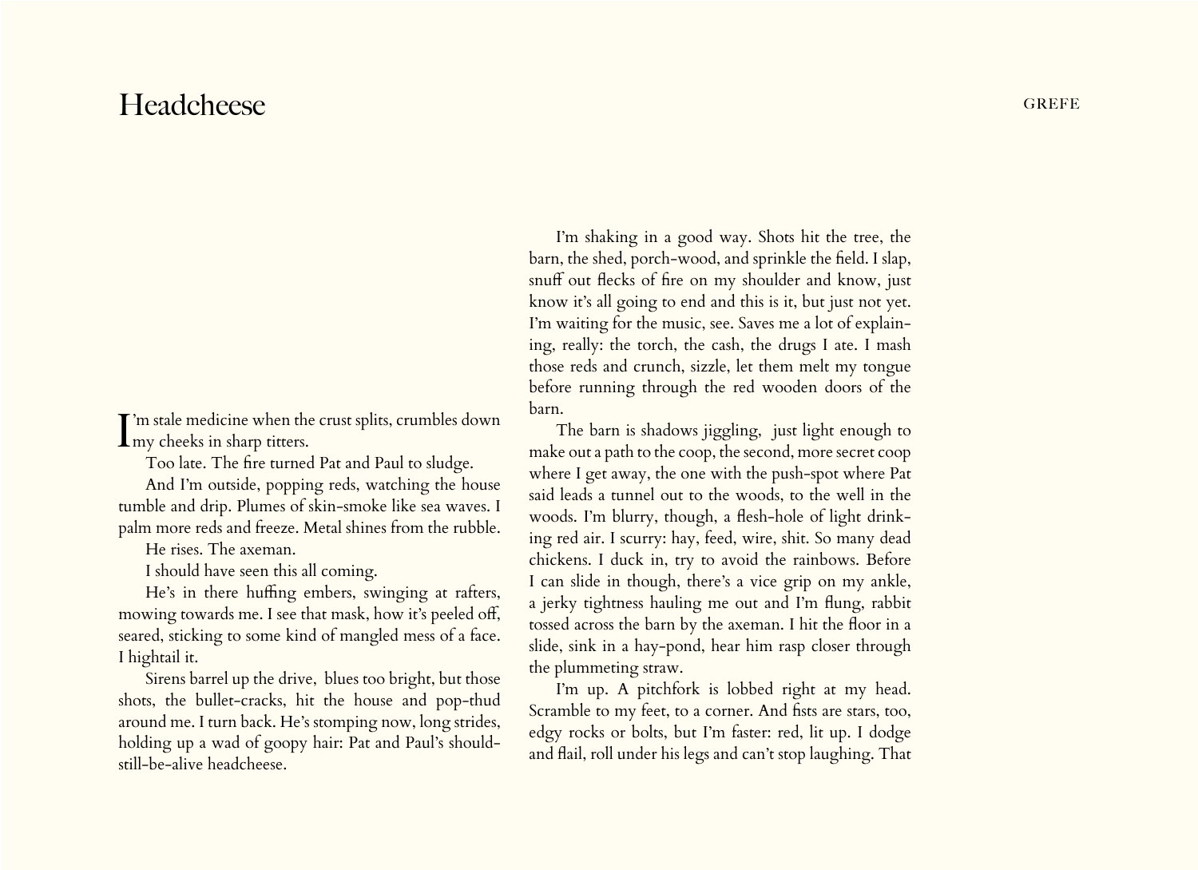# Headcheese

I'm stale medicine when the crust splits, crumbles down my cheeks in sharp titters.

Too late. The fire turned Pat and Paul to sludge.

And I'm outside, popping reds, watching the house tumble and drip. Plumes of skin-smoke like sea waves. I palm more reds and freeze. Metal shines from the rubble.

He rises. The axeman.

I should have seen this all coming.

He's in there huffing embers, swinging at rafters, mowing towards me. I see that mask, how it's peeled off, seared, sticking to some kind of mangled mess of a face. I hightail it.

Sirens barrel up the drive, blues too bright, but those shots, the bullet-cracks, hit the house and pop-thud around me. I turn back. He's stomping now, long strides, holding up a wad of goopy hair: Pat and Paul's should-still-be-alive headcheese.

I'm shaking in a good way. Shots hit the tree, the barn, the shed, porch-wood, and sprinkle the field. I slap, snuff out flecks of fire on my shoulder and know, just know it's all going to end and this is it, but just not yet. I'm waiting for the music, see. Saves me a lot of explaining, really: the torch, the cash, the drugs I ate. I mash those reds and crunch, sizzle, let them melt my tongue before running through the red wooden doors of the barn.

The barn is shadows jiggling, just light enough to make out a path to the coop, the second, more secret coop where I get away, the one with the push-spot where Pat said leads a tunnel out to the woods, to the well in the woods. I'm blurry, though, a flesh-hole of light drinking red air. I scurry: hay, feed, wire, shit. So many dead chickens. I duck in, try to avoid the rainbows. Before I can slide in though, there's a vice grip on my ankle, a jerky tightness hauling me out and I'm flung, rabbit tossed across the barn by the axeman. I hit the floor in a slide, sink in a hay-pond, hear him rasp closer through the plummeting straw.

I'm up. A pitchfork is lobbed right at my head. Scramble to my feet, to a corner. And fists are stars, too, edgy rocks or bolts, but I'm faster: red, lit up. I dodge and flail, roll under his legs and can't stop laughing. That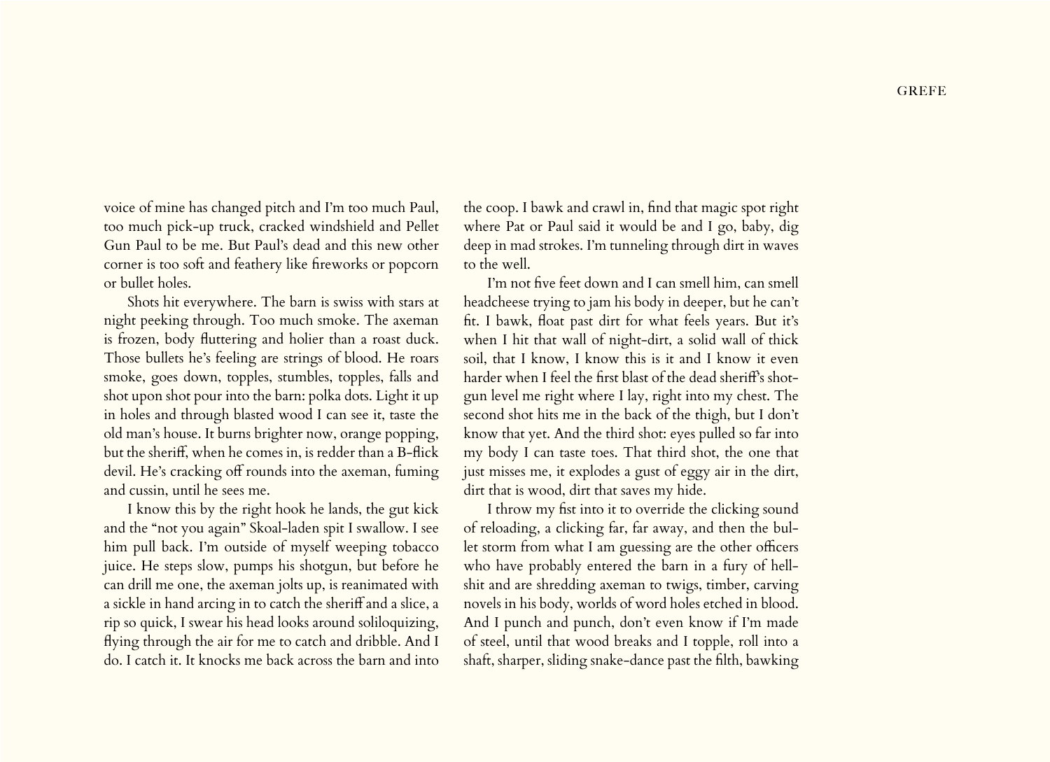voice of mine has changed pitch and I'm too much Paul, too much pick-up truck, cracked windshield and Pellet Gun Paul to be me. But Paul's dead and this new other corner is too soft and feathery like fireworks or popcorn or bullet holes.

Shots hit everywhere. The barn is swiss with stars at night peeking through. Too much smoke. The axeman is frozen, body fluttering and holier than a roast duck. Those bullets he's feeling are strings of blood. He roars smoke, goes down, topples, stumbles, topples, falls and shot upon shot pour into the barn: polka dots. Light it up in holes and through blasted wood I can see it, taste the old man's house. It burns brighter now, orange popping, but the sheriff, when he comes in, is redder than a B-flick devil. He's cracking off rounds into the axeman, fuming and cussin, until he sees me.

I know this by the right hook he lands, the gut kick and the "not you again" Skoal-laden spit I swallow. I see him pull back. I'm outside of myself weeping tobacco juice. He steps slow, pumps his shotgun, but before he can drill me one, the axeman jolts up, is reanimated with a sickle in hand arcing in to catch the sheriff and a slice, a rip so quick, I swear his head looks around soliloquizing, flying through the air for me to catch and dribble. And I do. I catch it. It knocks me back across the barn and into the coop. I bawk and crawl in, find that magic spot right where Pat or Paul said it would be and I go, baby, dig deep in mad strokes. I'm tunneling through dirt in waves to the well.

I'm not five feet down and I can smell him, can smell headcheese trying to jam his body in deeper, but he can't fit. I bawk, float past dirt for what feels years. But it's when I hit that wall of night-dirt, a solid wall of thick soil, that I know, I know this is it and I know it even harder when I feel the first blast of the dead sheriff's shotgun level me right where I lay, right into my chest. The second shot hits me in the back of the thigh, but I don't know that yet. And the third shot: eyes pulled so far into my body I can taste toes. That third shot, the one that just misses me, it explodes a gust of eggy air in the dirt, dirt that is wood, dirt that saves my hide.

I throw my fist into it to override the clicking sound of reloading, a clicking far, far away, and then the bullet storm from what I am guessing are the other officers who have probably entered the barn in a fury of hellshit and are shredding axeman to twigs, timber, carving novels in his body, worlds of word holes etched in blood. And I punch and punch, don't even know if I'm made of steel, until that wood breaks and I topple, roll into a shaft, sharper, sliding snake-dance past the filth, bawking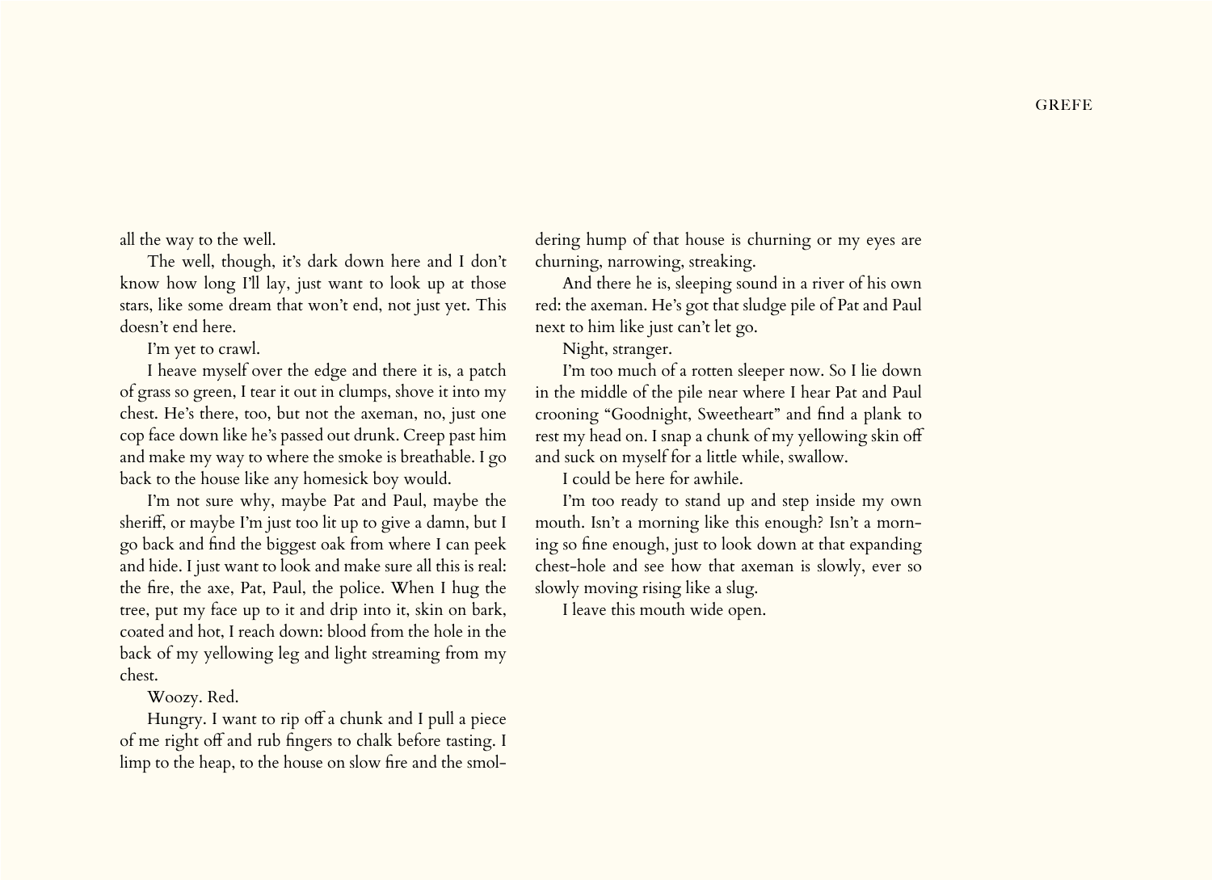all the way to the well.

The well, though, it's dark down here and I don't know how long I'll lay, just want to look up at those stars, like some dream that won't end, not just yet. This doesn't end here.

I'm yet to crawl.

I heave myself over the edge and there it is, a patch of grass so green, I tear it out in clumps, shove it into my chest. He's there, too, but not the axeman, no, just one cop face down like he's passed out drunk. Creep past him and make my way to where the smoke is breathable. I go back to the house like any homesick boy would.

I'm not sure why, maybe Pat and Paul, maybe the sheriff, or maybe I'm just too lit up to give a damn, but I go back and find the biggest oak from where I can peek and hide. I just want to look and make sure all this is real: the fire, the axe, Pat, Paul, the police. When I hug the tree, put my face up to it and drip into it, skin on bark, coated and hot, I reach down: blood from the hole in the back of my yellowing leg and light streaming from my chest.

Woozy. Red.

Hungry. I want to rip off a chunk and I pull a piece of me right off and rub fingers to chalk before tasting. I limp to the heap, to the house on slow fire and the smoldering hump of that house is churning or my eyes are churning, narrowing, streaking.

And there he is, sleeping sound in a river of his own red: the axeman. He's got that sludge pile of Pat and Paul next to him like just can't let go.

Night, stranger.

I'm too much of a rotten sleeper now. So I lie down in the middle of the pile near where I hear Pat and Paul crooning "Goodnight, Sweetheart" and find a plank to rest my head on. I snap a chunk of my yellowing skin off and suck on myself for a little while, swallow.

I could be here for awhile.

I'm too ready to stand up and step inside my own mouth. Isn't a morning like this enough? Isn't a morning so fine enough, just to look down at that expanding chest-hole and see how that axeman is slowly, ever so slowly moving rising like a slug.

I leave this mouth wide open.